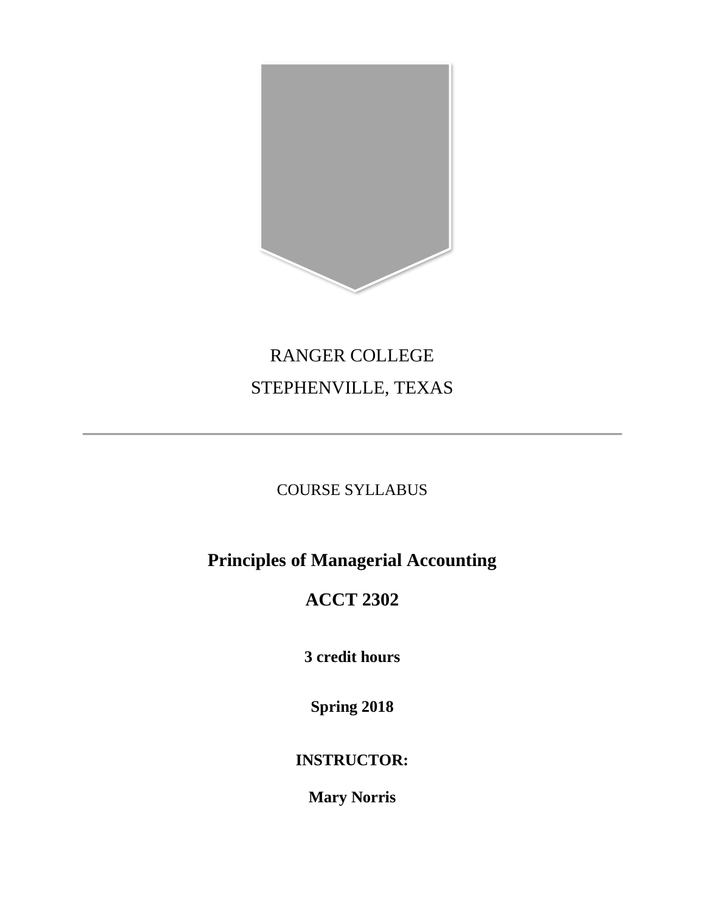RANGER COLLEGE

STEPHENVILLE, TEXAS

---

COURSE SYLLABUS

# Principles of Managerial Accounting

# ACCT 2302

**3 credit hours**

**Spring 2018**

**INSTRUCTOR:**

**Mary Norris**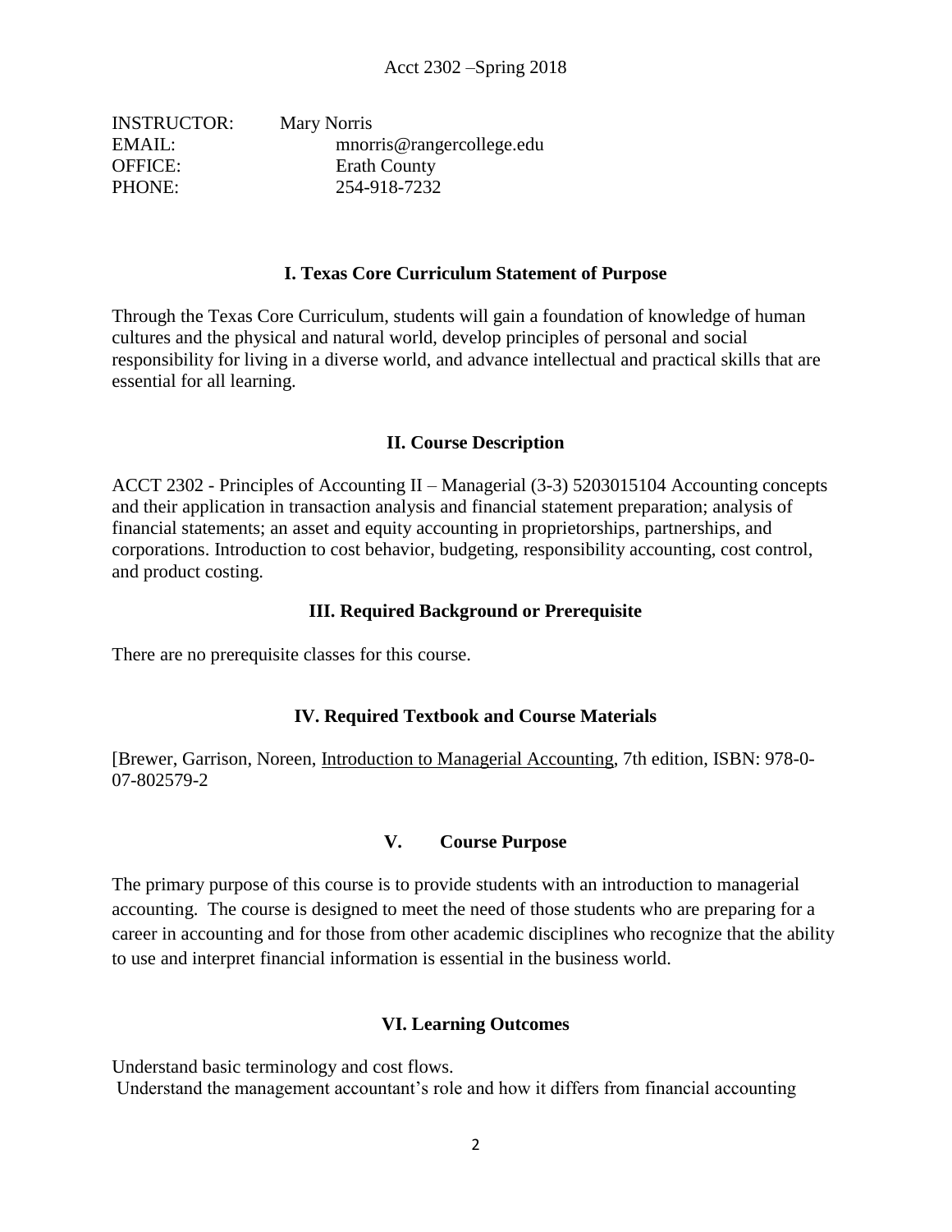Acct 2302 –Spring 2018

| | |
|---|---|
| INSTRUCTOR: | Mary Norris |
| EMAIL: | mnorris@rangercollege.edu |
| OFFICE: | Erath County |
| PHONE: | 254-918-7232 |

## I. Texas Core Curriculum Statement of Purpose

Through the Texas Core Curriculum, students will gain a foundation of knowledge of human cultures and the physical and natural world, develop principles of personal and social responsibility for living in a diverse world, and advance intellectual and practical skills that are essential for all learning.

## II. Course Description

ACCT 2302 - Principles of Accounting II – Managerial (3-3) 5203015104 Accounting concepts and their application in transaction analysis and financial statement preparation; analysis of financial statements; an asset and equity accounting in proprietorships, partnerships, and corporations. Introduction to cost behavior, budgeting, responsibility accounting, cost control, and product costing.

## III. Required Background or Prerequisite

There are no prerequisite classes for this course.

## IV. Required Textbook and Course Materials

[Brewer, Garrison, Noreen, Introduction to Managerial Accounting, 7th edition, ISBN: 978-0-07-802579-2

## V. Course Purpose

The primary purpose of this course is to provide students with an introduction to managerial accounting. The course is designed to meet the need of those students who are preparing for a career in accounting and for those from other academic disciplines who recognize that the ability to use and interpret financial information is essential in the business world.

## VI. Learning Outcomes

Understand basic terminology and cost flows.
Understand the management accountant's role and how it differs from financial accounting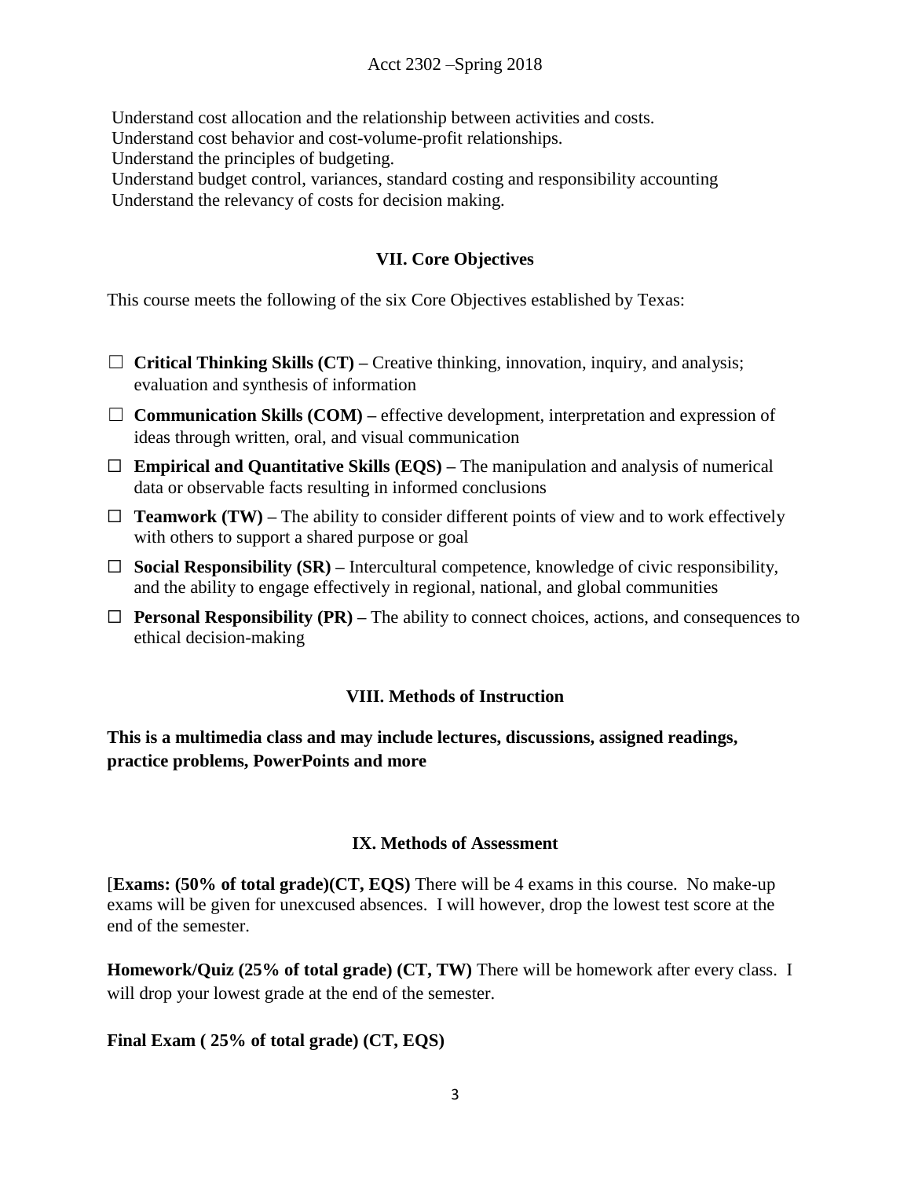Understand cost allocation and the relationship between activities and costs.
Understand cost behavior and cost-volume-profit relationships.
Understand the principles of budgeting.
Understand budget control, variances, standard costing and responsibility accounting
Understand the relevancy of costs for decision making.

## VII. Core Objectives

This course meets the following of the six Core Objectives established by Texas:

- ☐ **Critical Thinking Skills (CT) –** Creative thinking, innovation, inquiry, and analysis; evaluation and synthesis of information
- ☐ **Communication Skills (COM) –** effective development, interpretation and expression of ideas through written, oral, and visual communication
- ☐ **Empirical and Quantitative Skills (EQS) –** The manipulation and analysis of numerical data or observable facts resulting in informed conclusions
- ☐ **Teamwork (TW) –** The ability to consider different points of view and to work effectively with others to support a shared purpose or goal
- ☐ **Social Responsibility (SR) –** Intercultural competence, knowledge of civic responsibility, and the ability to engage effectively in regional, national, and global communities
- ☐ **Personal Responsibility (PR) –** The ability to connect choices, actions, and consequences to ethical decision-making

## VIII. Methods of Instruction

**This is a multimedia class and may include lectures, discussions, assigned readings, practice problems, PowerPoints and more**

## IX. Methods of Assessment

[**Exams: (50% of total grade)(CT, EQS)** There will be 4 exams in this course. No make-up exams will be given for unexcused absences. I will however, drop the lowest test score at the end of the semester.

**Homework/Quiz (25% of total grade) (CT, TW)** There will be homework after every class. I will drop your lowest grade at the end of the semester.

**Final Exam ( 25% of total grade) (CT, EQS)**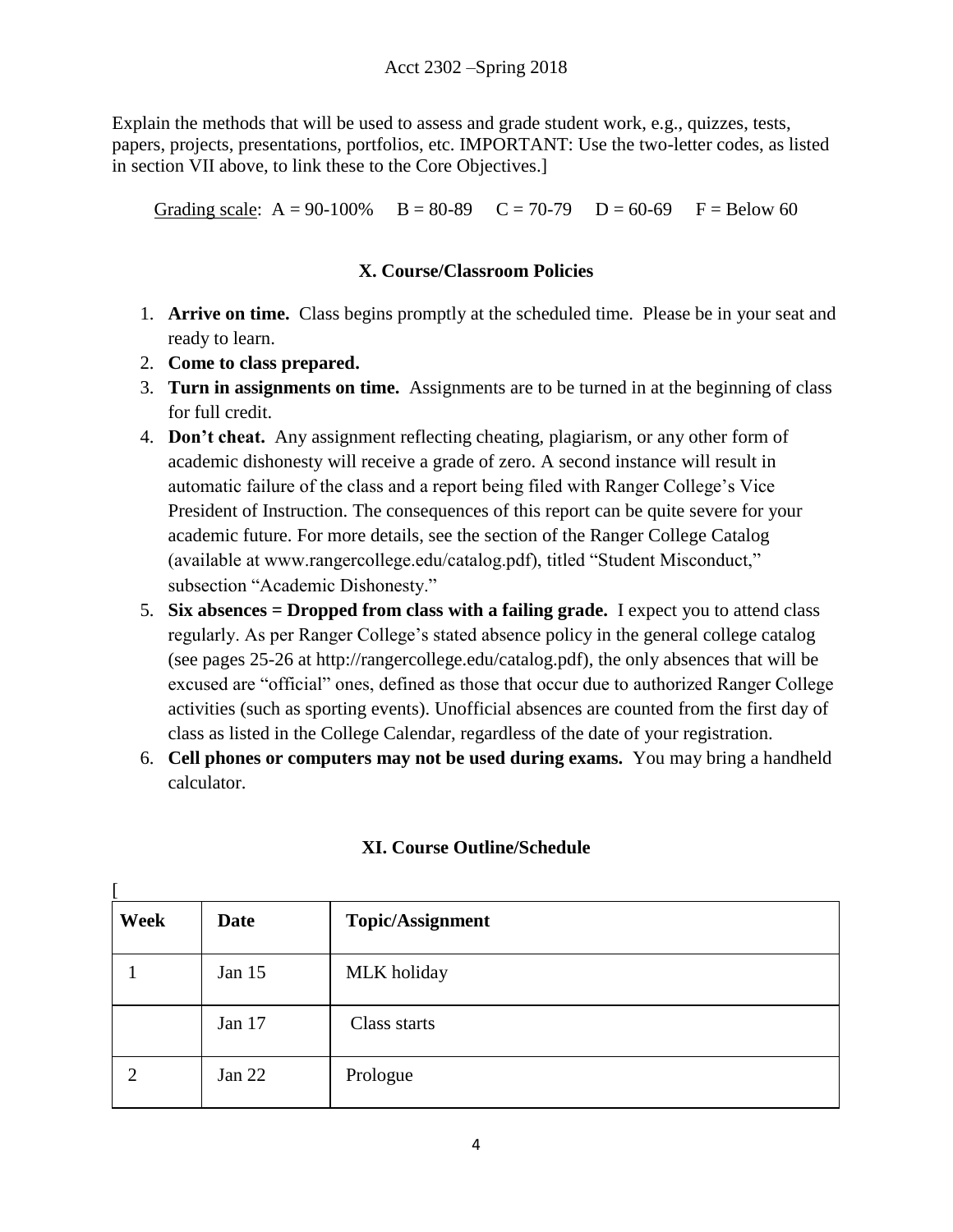Explain the methods that will be used to assess and grade student work, e.g., quizzes, tests, papers, projects, presentations, portfolios, etc. IMPORTANT: Use the two-letter codes, as listed in section VII above, to link these to the Core Objectives.]

Grading scale: A = 90-100%  B = 80-89  C = 70-79  D = 60-69  F = Below 60

## X. Course/Classroom Policies

1. **Arrive on time.** Class begins promptly at the scheduled time. Please be in your seat and ready to learn.
2. **Come to class prepared.**
3. **Turn in assignments on time.** Assignments are to be turned in at the beginning of class for full credit.
4. **Don't cheat.** Any assignment reflecting cheating, plagiarism, or any other form of academic dishonesty will receive a grade of zero. A second instance will result in automatic failure of the class and a report being filed with Ranger College's Vice President of Instruction. The consequences of this report can be quite severe for your academic future. For more details, see the section of the Ranger College Catalog (available at www.rangercollege.edu/catalog.pdf), titled "Student Misconduct," subsection "Academic Dishonesty."
5. **Six absences = Dropped from class with a failing grade.** I expect you to attend class regularly. As per Ranger College's stated absence policy in the general college catalog (see pages 25-26 at http://rangercollege.edu/catalog.pdf), the only absences that will be excused are "official" ones, defined as those that occur due to authorized Ranger College activities (such as sporting events). Unofficial absences are counted from the first day of class as listed in the College Calendar, regardless of the date of your registration.
6. **Cell phones or computers may not be used during exams.** You may bring a handheld calculator.

## XI. Course Outline/Schedule

[

| Week | Date | Topic/Assignment |
|---|---|---|
| 1 | Jan 15 | MLK holiday |
| | Jan 17 | Class starts |
| 2 | Jan 22 | Prologue |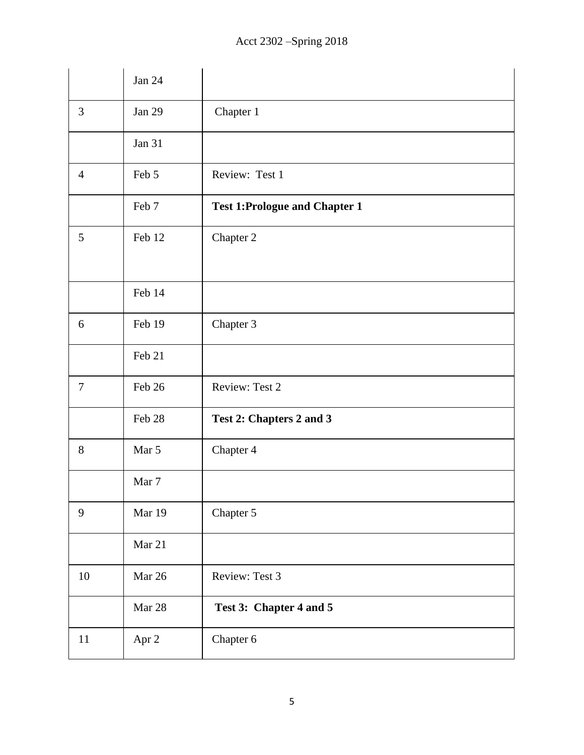| | | |
|---|---|---|
| | Jan 24 | |
| 3 | Jan 29 | Chapter 1 |
| | Jan 31 | |
| 4 | Feb 5 | Review: Test 1 |
| | Feb 7 | **Test 1:Prologue and Chapter 1** |
| 5 | Feb 12 | Chapter 2 |
| | Feb 14 | |
| 6 | Feb 19 | Chapter 3 |
| | Feb 21 | |
| 7 | Feb 26 | Review: Test 2 |
| | Feb 28 | **Test 2: Chapters 2 and 3** |
| 8 | Mar 5 | Chapter 4 |
| | Mar 7 | |
| 9 | Mar 19 | Chapter 5 |
| | Mar 21 | |
| 10 | Mar 26 | Review: Test 3 |
| | Mar 28 | **Test 3: Chapter 4 and 5** |
| 11 | Apr 2 | Chapter 6 |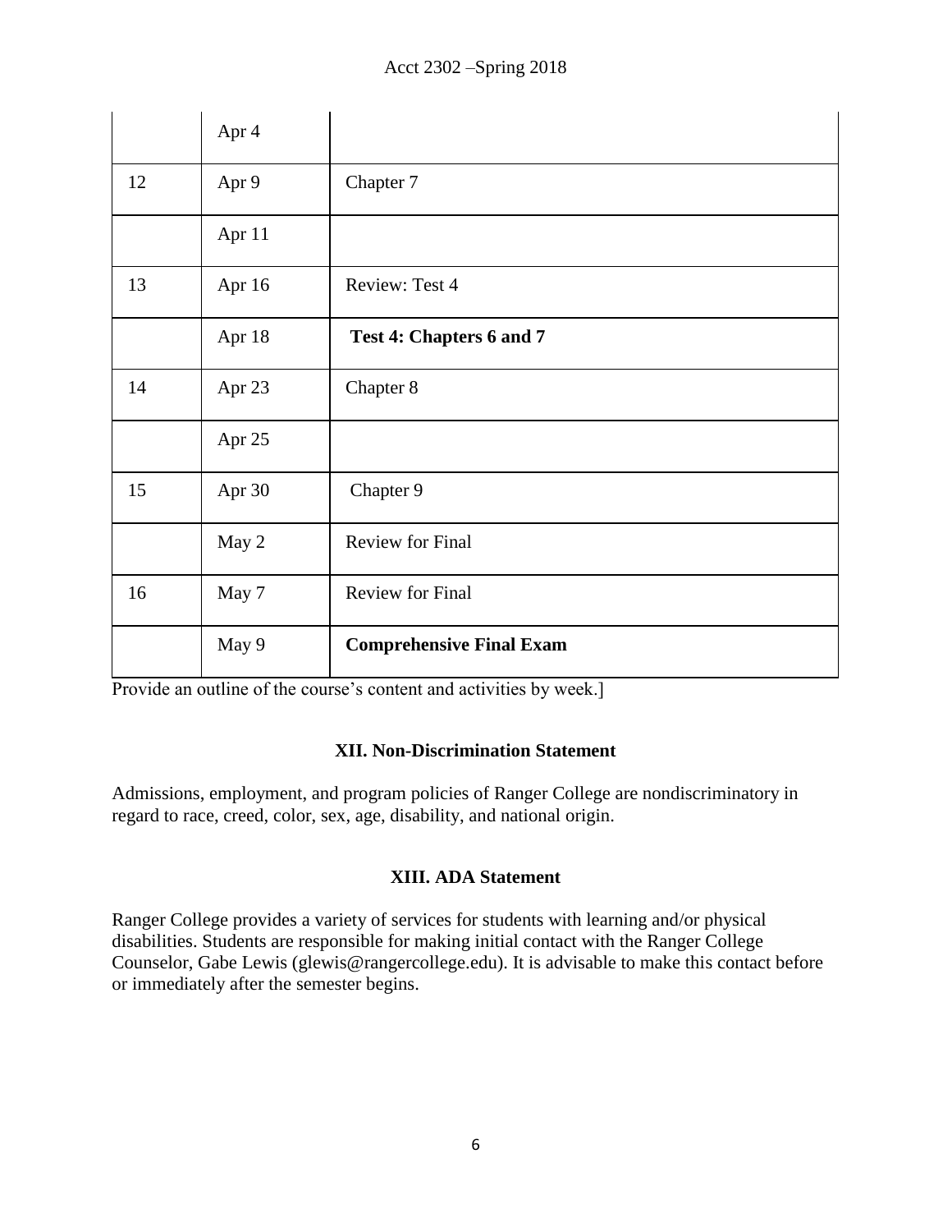| | | |
|---|---|---|
| | Apr 4 | |
| 12 | Apr 9 | Chapter 7 |
| | Apr 11 | |
| 13 | Apr 16 | Review: Test 4 |
| | Apr 18 | **Test 4: Chapters 6 and 7** |
| 14 | Apr 23 | Chapter 8 |
| | Apr 25 | |
| 15 | Apr 30 | Chapter 9 |
| | May 2 | Review for Final |
| 16 | May 7 | Review for Final |
| | May 9 | **Comprehensive Final Exam** |

Provide an outline of the course's content and activities by week.]

### XII. Non-Discrimination Statement

Admissions, employment, and program policies of Ranger College are nondiscriminatory in regard to race, creed, color, sex, age, disability, and national origin.

### XIII. ADA Statement

Ranger College provides a variety of services for students with learning and/or physical disabilities. Students are responsible for making initial contact with the Ranger College Counselor, Gabe Lewis (glewis@rangercollege.edu). It is advisable to make this contact before or immediately after the semester begins.